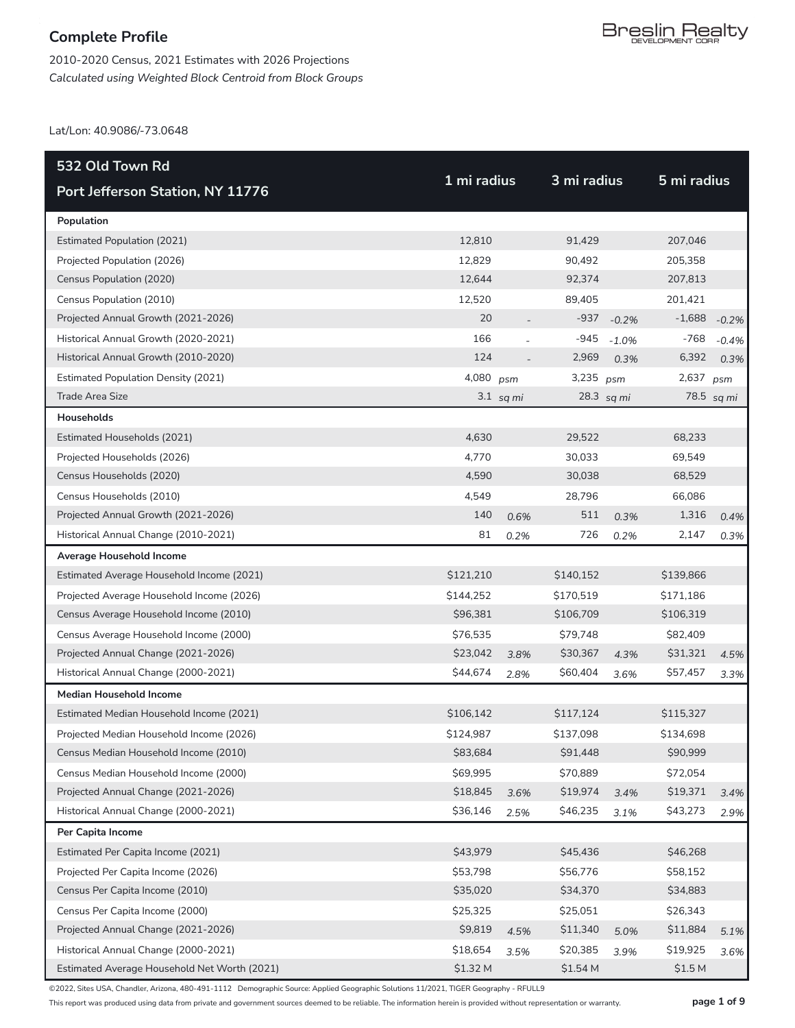# Complete Profile

2010-2020 Census, 2021 Estimates with 2026 Projections
*Calculated using Weighted Block Centroid from Block Groups*

Breslin Realty DEVELOPMENT CORP

Lat/Lon: 40.9086/-73.0648

| 532 Old Town Rd<br>Port Jefferson Station, NY 11776 | 1 mi radius | | 3 mi radius | | 5 mi radius | |
|---|---|---|---|---|---|---|
| **Population** | | | | | | |
| Estimated Population (2021) | 12,810 | | 91,429 | | 207,046 | |
| Projected Population (2026) | 12,829 | | 90,492 | | 205,358 | |
| Census Population (2020) | 12,644 | | 92,374 | | 207,813 | |
| Census Population (2010) | 12,520 | | 89,405 | | 201,421 | |
| Projected Annual Growth (2021-2026) | 20 | - | -937 | *-0.2%* | -1,688 | *-0.2%* |
| Historical Annual Growth (2020-2021) | 166 | - | -945 | *-1.0%* | -768 | *-0.4%* |
| Historical Annual Growth (2010-2020) | 124 | - | 2,969 | *0.3%* | 6,392 | *0.3%* |
| Estimated Population Density (2021) | 4,080 | *psm* | 3,235 | *psm* | 2,637 | *psm* |
| Trade Area Size | 3.1 | *sq mi* | 28.3 | *sq mi* | 78.5 | *sq mi* |
| **Households** | | | | | | |
| Estimated Households (2021) | 4,630 | | 29,522 | | 68,233 | |
| Projected Households (2026) | 4,770 | | 30,033 | | 69,549 | |
| Census Households (2020) | 4,590 | | 30,038 | | 68,529 | |
| Census Households (2010) | 4,549 | | 28,796 | | 66,086 | |
| Projected Annual Growth (2021-2026) | 140 | *0.6%* | 511 | *0.3%* | 1,316 | *0.4%* |
| Historical Annual Change (2010-2021) | 81 | *0.2%* | 726 | *0.2%* | 2,147 | *0.3%* |
| **Average Household Income** | | | | | | |
| Estimated Average Household Income (2021) | $121,210 | | $140,152 | | $139,866 | |
| Projected Average Household Income (2026) | $144,252 | | $170,519 | | $171,186 | |
| Census Average Household Income (2010) | $96,381 | | $106,709 | | $106,319 | |
| Census Average Household Income (2000) | $76,535 | | $79,748 | | $82,409 | |
| Projected Annual Change (2021-2026) | $23,042 | *3.8%* | $30,367 | *4.3%* | $31,321 | *4.5%* |
| Historical Annual Change (2000-2021) | $44,674 | *2.8%* | $60,404 | *3.6%* | $57,457 | *3.3%* |
| **Median Household Income** | | | | | | |
| Estimated Median Household Income (2021) | $106,142 | | $117,124 | | $115,327 | |
| Projected Median Household Income (2026) | $124,987 | | $137,098 | | $134,698 | |
| Census Median Household Income (2010) | $83,684 | | $91,448 | | $90,999 | |
| Census Median Household Income (2000) | $69,995 | | $70,889 | | $72,054 | |
| Projected Annual Change (2021-2026) | $18,845 | *3.6%* | $19,974 | *3.4%* | $19,371 | *3.4%* |
| Historical Annual Change (2000-2021) | $36,146 | *2.5%* | $46,235 | *3.1%* | $43,273 | *2.9%* |
| **Per Capita Income** | | | | | | |
| Estimated Per Capita Income (2021) | $43,979 | | $45,436 | | $46,268 | |
| Projected Per Capita Income (2026) | $53,798 | | $56,776 | | $58,152 | |
| Census Per Capita Income (2010) | $35,020 | | $34,370 | | $34,883 | |
| Census Per Capita Income (2000) | $25,325 | | $25,051 | | $26,343 | |
| Projected Annual Change (2021-2026) | $9,819 | *4.5%* | $11,340 | *5.0%* | $11,884 | *5.1%* |
| Historical Annual Change (2000-2021) | $18,654 | *3.5%* | $20,385 | *3.9%* | $19,925 | *3.6%* |
| Estimated Average Household Net Worth (2021) | $1.32 M | | $1.54 M | | $1.5 M | |

©2022, Sites USA, Chandler, Arizona, 480-491-1112 Demographic Source: Applied Geographic Solutions 11/2021, TIGER Geography - RFULL9

This report was produced using data from private and government sources deemed to be reliable. The information herein is provided without representation or warranty.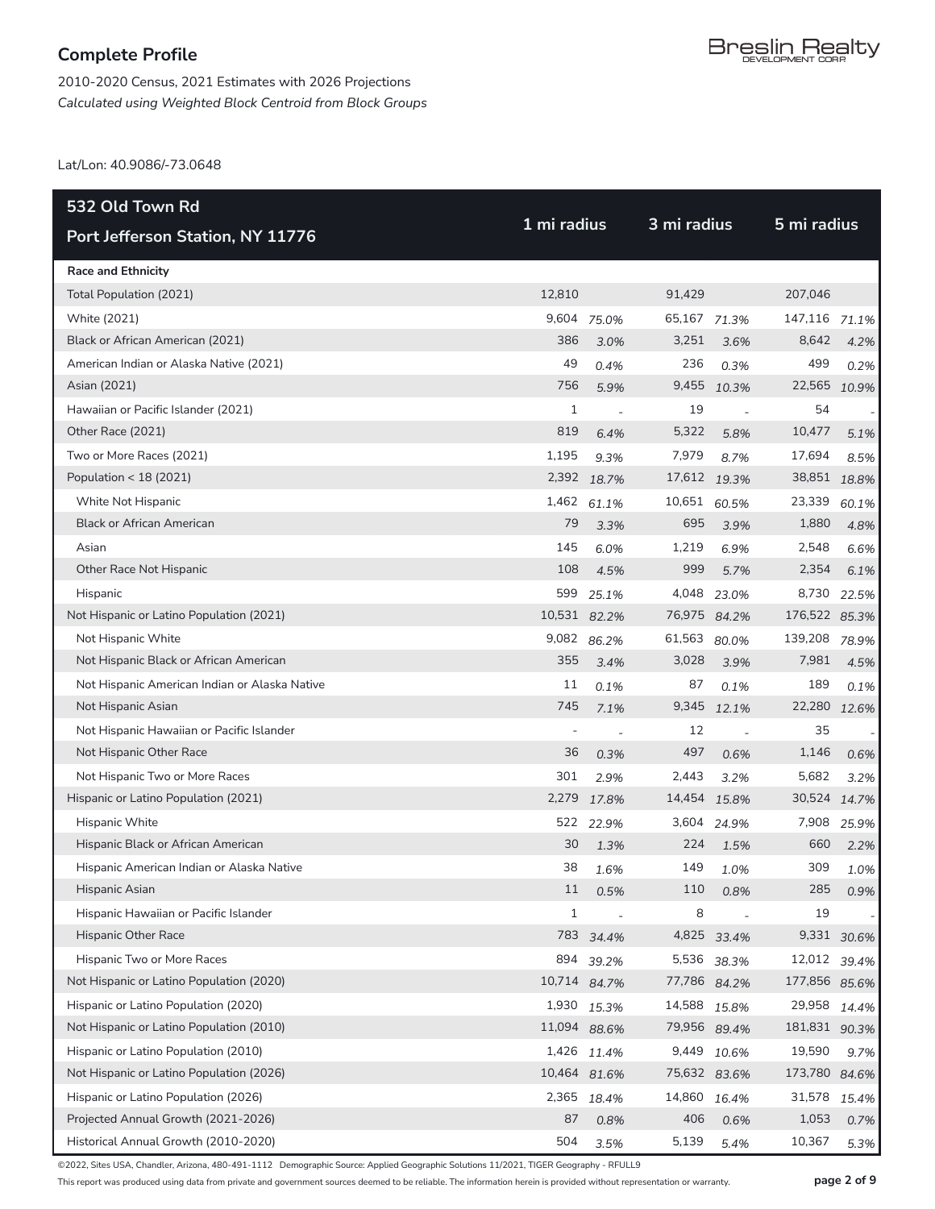## Complete Profile

2010-2020 Census, 2021 Estimates with 2026 Projections
*Calculated using Weighted Block Centroid from Block Groups*

Lat/Lon: 40.9086/-73.0648

| 532 Old Town Rd Port Jefferson Station, NY 11776 | 1 mi radius | | 3 mi radius | | 5 mi radius | |
|---|---|---|---|---|---|---|
| **Race and Ethnicity** | | | | | | |
| Total Population (2021) | 12,810 | | 91,429 | | 207,046 | |
| White (2021) | 9,604 | *75.0%* | 65,167 | *71.3%* | 147,116 | *71.1%* |
| Black or African American (2021) | 386 | *3.0%* | 3,251 | *3.6%* | 8,642 | *4.2%* |
| American Indian or Alaska Native (2021) | 49 | *0.4%* | 236 | *0.3%* | 499 | *0.2%* |
| Asian (2021) | 756 | *5.9%* | 9,455 | *10.3%* | 22,565 | *10.9%* |
| Hawaiian or Pacific Islander (2021) | 1 | - | 19 | - | 54 | - |
| Other Race (2021) | 819 | *6.4%* | 5,322 | *5.8%* | 10,477 | *5.1%* |
| Two or More Races (2021) | 1,195 | *9.3%* | 7,979 | *8.7%* | 17,694 | *8.5%* |
| Population < 18 (2021) | 2,392 | *18.7%* | 17,612 | *19.3%* | 38,851 | *18.8%* |
| White Not Hispanic | 1,462 | *61.1%* | 10,651 | *60.5%* | 23,339 | *60.1%* |
| Black or African American | 79 | *3.3%* | 695 | *3.9%* | 1,880 | *4.8%* |
| Asian | 145 | *6.0%* | 1,219 | *6.9%* | 2,548 | *6.6%* |
| Other Race Not Hispanic | 108 | *4.5%* | 999 | *5.7%* | 2,354 | *6.1%* |
| Hispanic | 599 | *25.1%* | 4,048 | *23.0%* | 8,730 | *22.5%* |
| Not Hispanic or Latino Population (2021) | 10,531 | *82.2%* | 76,975 | *84.2%* | 176,522 | *85.3%* |
| Not Hispanic White | 9,082 | *86.2%* | 61,563 | *80.0%* | 139,208 | *78.9%* |
| Not Hispanic Black or African American | 355 | *3.4%* | 3,028 | *3.9%* | 7,981 | *4.5%* |
| Not Hispanic American Indian or Alaska Native | 11 | *0.1%* | 87 | *0.1%* | 189 | *0.1%* |
| Not Hispanic Asian | 745 | *7.1%* | 9,345 | *12.1%* | 22,280 | *12.6%* |
| Not Hispanic Hawaiian or Pacific Islander | - | - | 12 | - | 35 | - |
| Not Hispanic Other Race | 36 | *0.3%* | 497 | *0.6%* | 1,146 | *0.6%* |
| Not Hispanic Two or More Races | 301 | *2.9%* | 2,443 | *3.2%* | 5,682 | *3.2%* |
| Hispanic or Latino Population (2021) | 2,279 | *17.8%* | 14,454 | *15.8%* | 30,524 | *14.7%* |
| Hispanic White | 522 | *22.9%* | 3,604 | *24.9%* | 7,908 | *25.9%* |
| Hispanic Black or African American | 30 | *1.3%* | 224 | *1.5%* | 660 | *2.2%* |
| Hispanic American Indian or Alaska Native | 38 | *1.6%* | 149 | *1.0%* | 309 | *1.0%* |
| Hispanic Asian | 11 | *0.5%* | 110 | *0.8%* | 285 | *0.9%* |
| Hispanic Hawaiian or Pacific Islander | 1 | - | 8 | - | 19 | - |
| Hispanic Other Race | 783 | *34.4%* | 4,825 | *33.4%* | 9,331 | *30.6%* |
| Hispanic Two or More Races | 894 | *39.2%* | 5,536 | *38.3%* | 12,012 | *39.4%* |
| Not Hispanic or Latino Population (2020) | 10,714 | *84.7%* | 77,786 | *84.2%* | 177,856 | *85.6%* |
| Hispanic or Latino Population (2020) | 1,930 | *15.3%* | 14,588 | *15.8%* | 29,958 | *14.4%* |
| Not Hispanic or Latino Population (2010) | 11,094 | *88.6%* | 79,956 | *89.4%* | 181,831 | *90.3%* |
| Hispanic or Latino Population (2010) | 1,426 | *11.4%* | 9,449 | *10.6%* | 19,590 | *9.7%* |
| Not Hispanic or Latino Population (2026) | 10,464 | *81.6%* | 75,632 | *83.6%* | 173,780 | *84.6%* |
| Hispanic or Latino Population (2026) | 2,365 | *18.4%* | 14,860 | *16.4%* | 31,578 | *15.4%* |
| Projected Annual Growth (2021-2026) | 87 | *0.8%* | 406 | *0.6%* | 1,053 | *0.7%* |
| Historical Annual Growth (2010-2020) | 504 | *3.5%* | 5,139 | *5.4%* | 10,367 | *5.3%* |

©2022, Sites USA, Chandler, Arizona, 480-491-1112 Demographic Source: Applied Geographic Solutions 11/2021, TIGER Geography - RFULL9

This report was produced using data from private and government sources deemed to be reliable. The information herein is provided without representation or warranty.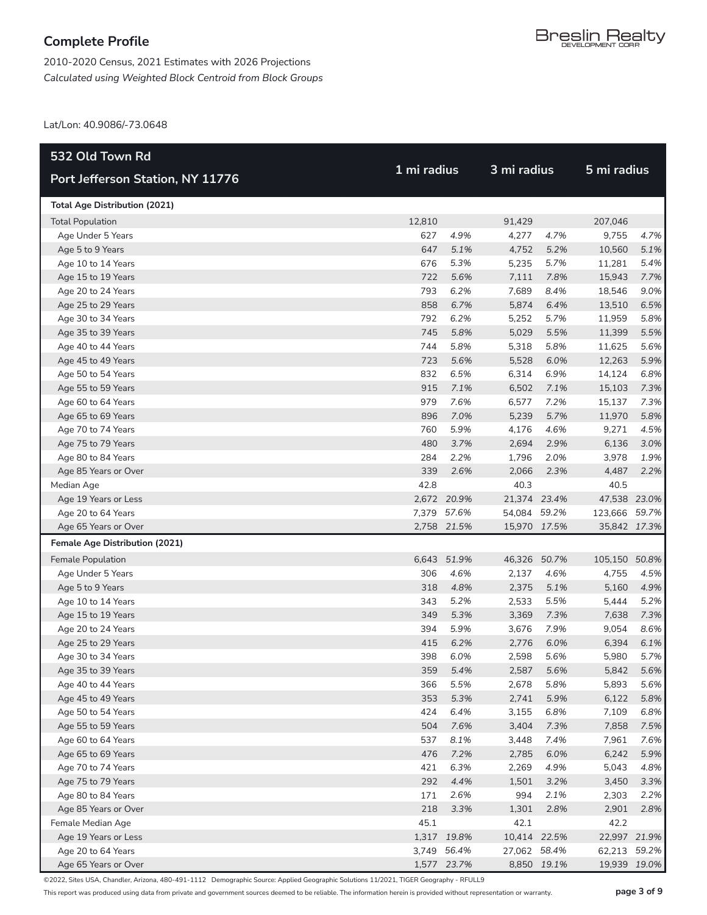## Complete Profile

2010-2020 Census, 2021 Estimates with 2026 Projections
*Calculated using Weighted Block Centroid from Block Groups*

Lat/Lon: 40.9086/-73.0648

| 532 Old Town Rd<br>Port Jefferson Station, NY 11776 | 1 mi radius | | 3 mi radius | | 5 mi radius | |
|---|---|---|---|---|---|---|
| **Total Age Distribution (2021)** | | | | | | |
| Total Population | 12,810 | | 91,429 | | 207,046 | |
| Age Under 5 Years | 627 | *4.9%* | 4,277 | *4.7%* | 9,755 | *4.7%* |
| Age 5 to 9 Years | 647 | *5.1%* | 4,752 | *5.2%* | 10,560 | *5.1%* |
| Age 10 to 14 Years | 676 | *5.3%* | 5,235 | *5.7%* | 11,281 | *5.4%* |
| Age 15 to 19 Years | 722 | *5.6%* | 7,111 | *7.8%* | 15,943 | *7.7%* |
| Age 20 to 24 Years | 793 | *6.2%* | 7,689 | *8.4%* | 18,546 | *9.0%* |
| Age 25 to 29 Years | 858 | *6.7%* | 5,874 | *6.4%* | 13,510 | *6.5%* |
| Age 30 to 34 Years | 792 | *6.2%* | 5,252 | *5.7%* | 11,959 | *5.8%* |
| Age 35 to 39 Years | 745 | *5.8%* | 5,029 | *5.5%* | 11,399 | *5.5%* |
| Age 40 to 44 Years | 744 | *5.8%* | 5,318 | *5.8%* | 11,625 | *5.6%* |
| Age 45 to 49 Years | 723 | *5.6%* | 5,528 | *6.0%* | 12,263 | *5.9%* |
| Age 50 to 54 Years | 832 | *6.5%* | 6,314 | *6.9%* | 14,124 | *6.8%* |
| Age 55 to 59 Years | 915 | *7.1%* | 6,502 | *7.1%* | 15,103 | *7.3%* |
| Age 60 to 64 Years | 979 | *7.6%* | 6,577 | *7.2%* | 15,137 | *7.3%* |
| Age 65 to 69 Years | 896 | *7.0%* | 5,239 | *5.7%* | 11,970 | *5.8%* |
| Age 70 to 74 Years | 760 | *5.9%* | 4,176 | *4.6%* | 9,271 | *4.5%* |
| Age 75 to 79 Years | 480 | *3.7%* | 2,694 | *2.9%* | 6,136 | *3.0%* |
| Age 80 to 84 Years | 284 | *2.2%* | 1,796 | *2.0%* | 3,978 | *1.9%* |
| Age 85 Years or Over | 339 | *2.6%* | 2,066 | *2.3%* | 4,487 | *2.2%* |
| Median Age | 42.8 | | 40.3 | | 40.5 | |
| Age 19 Years or Less | 2,672 | *20.9%* | 21,374 | *23.4%* | 47,538 | *23.0%* |
| Age 20 to 64 Years | 7,379 | *57.6%* | 54,084 | *59.2%* | 123,666 | *59.7%* |
| Age 65 Years or Over | 2,758 | *21.5%* | 15,970 | *17.5%* | 35,842 | *17.3%* |
| **Female Age Distribution (2021)** | | | | | | |
| Female Population | 6,643 | *51.9%* | 46,326 | *50.7%* | 105,150 | *50.8%* |
| Age Under 5 Years | 306 | *4.6%* | 2,137 | *4.6%* | 4,755 | *4.5%* |
| Age 5 to 9 Years | 318 | *4.8%* | 2,375 | *5.1%* | 5,160 | *4.9%* |
| Age 10 to 14 Years | 343 | *5.2%* | 2,533 | *5.5%* | 5,444 | *5.2%* |
| Age 15 to 19 Years | 349 | *5.3%* | 3,369 | *7.3%* | 7,638 | *7.3%* |
| Age 20 to 24 Years | 394 | *5.9%* | 3,676 | *7.9%* | 9,054 | *8.6%* |
| Age 25 to 29 Years | 415 | *6.2%* | 2,776 | *6.0%* | 6,394 | *6.1%* |
| Age 30 to 34 Years | 398 | *6.0%* | 2,598 | *5.6%* | 5,980 | *5.7%* |
| Age 35 to 39 Years | 359 | *5.4%* | 2,587 | *5.6%* | 5,842 | *5.6%* |
| Age 40 to 44 Years | 366 | *5.5%* | 2,678 | *5.8%* | 5,893 | *5.6%* |
| Age 45 to 49 Years | 353 | *5.3%* | 2,741 | *5.9%* | 6,122 | *5.8%* |
| Age 50 to 54 Years | 424 | *6.4%* | 3,155 | *6.8%* | 7,109 | *6.8%* |
| Age 55 to 59 Years | 504 | *7.6%* | 3,404 | *7.3%* | 7,858 | *7.5%* |
| Age 60 to 64 Years | 537 | *8.1%* | 3,448 | *7.4%* | 7,961 | *7.6%* |
| Age 65 to 69 Years | 476 | *7.2%* | 2,785 | *6.0%* | 6,242 | *5.9%* |
| Age 70 to 74 Years | 421 | *6.3%* | 2,269 | *4.9%* | 5,043 | *4.8%* |
| Age 75 to 79 Years | 292 | *4.4%* | 1,501 | *3.2%* | 3,450 | *3.3%* |
| Age 80 to 84 Years | 171 | *2.6%* | 994 | *2.1%* | 2,303 | *2.2%* |
| Age 85 Years or Over | 218 | *3.3%* | 1,301 | *2.8%* | 2,901 | *2.8%* |
| Female Median Age | 45.1 | | 42.1 | | 42.2 | |
| Age 19 Years or Less | 1,317 | *19.8%* | 10,414 | *22.5%* | 22,997 | *21.9%* |
| Age 20 to 64 Years | 3,749 | *56.4%* | 27,062 | *58.4%* | 62,213 | *59.2%* |
| Age 65 Years or Over | 1,577 | *23.7%* | 8,850 | *19.1%* | 19,939 | *19.0%* |

©2022, Sites USA, Chandler, Arizona, 480-491-1112 Demographic Source: Applied Geographic Solutions 11/2021, TIGER Geography - RFULL9

This report was produced using data from private and government sources deemed to be reliable. The information herein is provided without representation or warranty.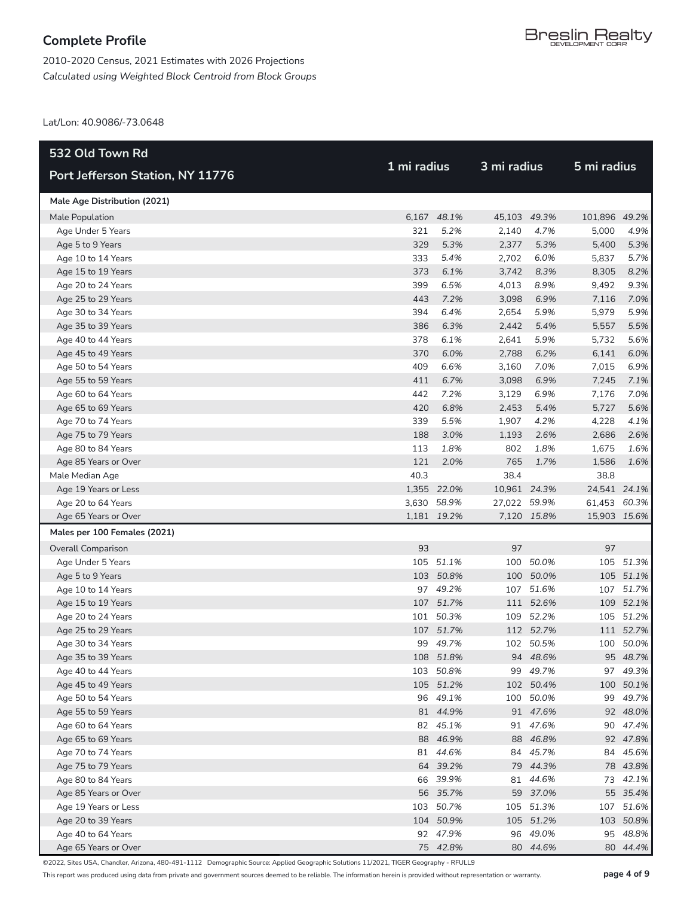## Complete Profile

2010-2020 Census, 2021 Estimates with 2026 Projections
*Calculated using Weighted Block Centroid from Block Groups*

Lat/Lon: 40.9086/-73.0648

| 532 Old Town Rd Port Jefferson Station, NY 11776 | 1 mi radius | | 3 mi radius | | 5 mi radius | |
|---|---|---|---|---|---|---|
| **Male Age Distribution (2021)** | | | | | | |
| Male Population | 6,167 | *48.1%* | 45,103 | *49.3%* | 101,896 | *49.2%* |
| Age Under 5 Years | 321 | *5.2%* | 2,140 | *4.7%* | 5,000 | *4.9%* |
| Age 5 to 9 Years | 329 | *5.3%* | 2,377 | *5.3%* | 5,400 | *5.3%* |
| Age 10 to 14 Years | 333 | *5.4%* | 2,702 | *6.0%* | 5,837 | *5.7%* |
| Age 15 to 19 Years | 373 | *6.1%* | 3,742 | *8.3%* | 8,305 | *8.2%* |
| Age 20 to 24 Years | 399 | *6.5%* | 4,013 | *8.9%* | 9,492 | *9.3%* |
| Age 25 to 29 Years | 443 | *7.2%* | 3,098 | *6.9%* | 7,116 | *7.0%* |
| Age 30 to 34 Years | 394 | *6.4%* | 2,654 | *5.9%* | 5,979 | *5.9%* |
| Age 35 to 39 Years | 386 | *6.3%* | 2,442 | *5.4%* | 5,557 | *5.5%* |
| Age 40 to 44 Years | 378 | *6.1%* | 2,641 | *5.9%* | 5,732 | *5.6%* |
| Age 45 to 49 Years | 370 | *6.0%* | 2,788 | *6.2%* | 6,141 | *6.0%* |
| Age 50 to 54 Years | 409 | *6.6%* | 3,160 | *7.0%* | 7,015 | *6.9%* |
| Age 55 to 59 Years | 411 | *6.7%* | 3,098 | *6.9%* | 7,245 | *7.1%* |
| Age 60 to 64 Years | 442 | *7.2%* | 3,129 | *6.9%* | 7,176 | *7.0%* |
| Age 65 to 69 Years | 420 | *6.8%* | 2,453 | *5.4%* | 5,727 | *5.6%* |
| Age 70 to 74 Years | 339 | *5.5%* | 1,907 | *4.2%* | 4,228 | *4.1%* |
| Age 75 to 79 Years | 188 | *3.0%* | 1,193 | *2.6%* | 2,686 | *2.6%* |
| Age 80 to 84 Years | 113 | *1.8%* | 802 | *1.8%* | 1,675 | *1.6%* |
| Age 85 Years or Over | 121 | *2.0%* | 765 | *1.7%* | 1,586 | *1.6%* |
| Male Median Age | 40.3 | | 38.4 | | 38.8 | |
| Age 19 Years or Less | 1,355 | *22.0%* | 10,961 | *24.3%* | 24,541 | *24.1%* |
| Age 20 to 64 Years | 3,630 | *58.9%* | 27,022 | *59.9%* | 61,453 | *60.3%* |
| Age 65 Years or Over | 1,181 | *19.2%* | 7,120 | *15.8%* | 15,903 | *15.6%* |
| **Males per 100 Females (2021)** | | | | | | |
| Overall Comparison | 93 | | 97 | | 97 | |
| Age Under 5 Years | 105 | *51.1%* | 100 | *50.0%* | 105 | *51.3%* |
| Age 5 to 9 Years | 103 | *50.8%* | 100 | *50.0%* | 105 | *51.1%* |
| Age 10 to 14 Years | 97 | *49.2%* | 107 | *51.6%* | 107 | *51.7%* |
| Age 15 to 19 Years | 107 | *51.7%* | 111 | *52.6%* | 109 | *52.1%* |
| Age 20 to 24 Years | 101 | *50.3%* | 109 | *52.2%* | 105 | *51.2%* |
| Age 25 to 29 Years | 107 | *51.7%* | 112 | *52.7%* | 111 | *52.7%* |
| Age 30 to 34 Years | 99 | *49.7%* | 102 | *50.5%* | 100 | *50.0%* |
| Age 35 to 39 Years | 108 | *51.8%* | 94 | *48.6%* | 95 | *48.7%* |
| Age 40 to 44 Years | 103 | *50.8%* | 99 | *49.7%* | 97 | *49.3%* |
| Age 45 to 49 Years | 105 | *51.2%* | 102 | *50.4%* | 100 | *50.1%* |
| Age 50 to 54 Years | 96 | *49.1%* | 100 | *50.0%* | 99 | *49.7%* |
| Age 55 to 59 Years | 81 | *44.9%* | 91 | *47.6%* | 92 | *48.0%* |
| Age 60 to 64 Years | 82 | *45.1%* | 91 | *47.6%* | 90 | *47.4%* |
| Age 65 to 69 Years | 88 | *46.9%* | 88 | *46.8%* | 92 | *47.8%* |
| Age 70 to 74 Years | 81 | *44.6%* | 84 | *45.7%* | 84 | *45.6%* |
| Age 75 to 79 Years | 64 | *39.2%* | 79 | *44.3%* | 78 | *43.8%* |
| Age 80 to 84 Years | 66 | *39.9%* | 81 | *44.6%* | 73 | *42.1%* |
| Age 85 Years or Over | 56 | *35.7%* | 59 | *37.0%* | 55 | *35.4%* |
| Age 19 Years or Less | 103 | *50.7%* | 105 | *51.3%* | 107 | *51.6%* |
| Age 20 to 39 Years | 104 | *50.9%* | 105 | *51.2%* | 103 | *50.8%* |
| Age 40 to 64 Years | 92 | *47.9%* | 96 | *49.0%* | 95 | *48.8%* |
| Age 65 Years or Over | 75 | *42.8%* | 80 | *44.6%* | 80 | *44.4%* |

©2022, Sites USA, Chandler, Arizona, 480-491-1112 Demographic Source: Applied Geographic Solutions 11/2021, TIGER Geography - RFULL9

This report was produced using data from private and government sources deemed to be reliable. The information herein is provided without representation or warranty.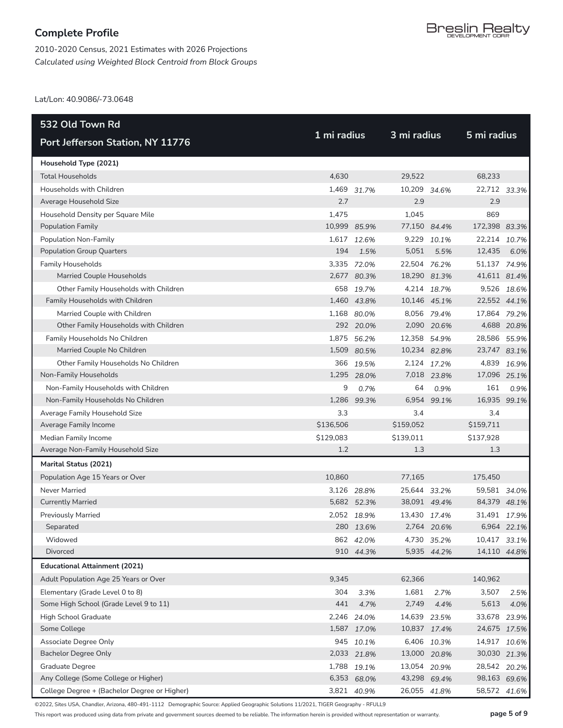## Complete Profile

2010-2020 Census, 2021 Estimates with 2026 Projections
*Calculated using Weighted Block Centroid from Block Groups*

Lat/Lon: 40.9086/-73.0648

| 532 Old Town Rd Port Jefferson Station, NY 11776 | 1 mi radius | | 3 mi radius | | 5 mi radius | |
|---|---|---|---|---|---|---|
| **Household Type (2021)** | | | | | | |
| Total Households | 4,630 | | 29,522 | | 68,233 | |
| Households with Children | 1,469 | *31.7%* | 10,209 | *34.6%* | 22,712 | *33.3%* |
| Average Household Size | 2.7 | | 2.9 | | 2.9 | |
| Household Density per Square Mile | 1,475 | | 1,045 | | 869 | |
| Population Family | 10,999 | *85.9%* | 77,150 | *84.4%* | 172,398 | *83.3%* |
| Population Non-Family | 1,617 | *12.6%* | 9,229 | *10.1%* | 22,214 | *10.7%* |
| Population Group Quarters | 194 | *1.5%* | 5,051 | *5.5%* | 12,435 | *6.0%* |
| Family Households | 3,335 | *72.0%* | 22,504 | *76.2%* | 51,137 | *74.9%* |
| Married Couple Households | 2,677 | *80.3%* | 18,290 | *81.3%* | 41,611 | *81.4%* |
| Other Family Households with Children | 658 | *19.7%* | 4,214 | *18.7%* | 9,526 | *18.6%* |
| Family Households with Children | 1,460 | *43.8%* | 10,146 | *45.1%* | 22,552 | *44.1%* |
| Married Couple with Children | 1,168 | *80.0%* | 8,056 | *79.4%* | 17,864 | *79.2%* |
| Other Family Households with Children | 292 | *20.0%* | 2,090 | *20.6%* | 4,688 | *20.8%* |
| Family Households No Children | 1,875 | *56.2%* | 12,358 | *54.9%* | 28,586 | *55.9%* |
| Married Couple No Children | 1,509 | *80.5%* | 10,234 | *82.8%* | 23,747 | *83.1%* |
| Other Family Households No Children | 366 | *19.5%* | 2,124 | *17.2%* | 4,839 | *16.9%* |
| Non-Family Households | 1,295 | *28.0%* | 7,018 | *23.8%* | 17,096 | *25.1%* |
| Non-Family Households with Children | 9 | *0.7%* | 64 | *0.9%* | 161 | *0.9%* |
| Non-Family Households No Children | 1,286 | *99.3%* | 6,954 | *99.1%* | 16,935 | *99.1%* |
| Average Family Household Size | 3.3 | | 3.4 | | 3.4 | |
| Average Family Income | $136,506 | | $159,052 | | $159,711 | |
| Median Family Income | $129,083 | | $139,011 | | $137,928 | |
| Average Non-Family Household Size | 1.2 | | 1.3 | | 1.3 | |
| **Marital Status (2021)** | | | | | | |
| Population Age 15 Years or Over | 10,860 | | 77,165 | | 175,450 | |
| Never Married | 3,126 | *28.8%* | 25,644 | *33.2%* | 59,581 | *34.0%* |
| Currently Married | 5,682 | *52.3%* | 38,091 | *49.4%* | 84,379 | *48.1%* |
| Previously Married | 2,052 | *18.9%* | 13,430 | *17.4%* | 31,491 | *17.9%* |
| Separated | 280 | *13.6%* | 2,764 | *20.6%* | 6,964 | *22.1%* |
| Widowed | 862 | *42.0%* | 4,730 | *35.2%* | 10,417 | *33.1%* |
| Divorced | 910 | *44.3%* | 5,935 | *44.2%* | 14,110 | *44.8%* |
| **Educational Attainment (2021)** | | | | | | |
| Adult Population Age 25 Years or Over | 9,345 | | 62,366 | | 140,962 | |
| Elementary (Grade Level 0 to 8) | 304 | *3.3%* | 1,681 | *2.7%* | 3,507 | *2.5%* |
| Some High School (Grade Level 9 to 11) | 441 | *4.7%* | 2,749 | *4.4%* | 5,613 | *4.0%* |
| High School Graduate | 2,246 | *24.0%* | 14,639 | *23.5%* | 33,678 | *23.9%* |
| Some College | 1,587 | *17.0%* | 10,837 | *17.4%* | 24,675 | *17.5%* |
| Associate Degree Only | 945 | *10.1%* | 6,406 | *10.3%* | 14,917 | *10.6%* |
| Bachelor Degree Only | 2,033 | *21.8%* | 13,000 | *20.8%* | 30,030 | *21.3%* |
| Graduate Degree | 1,788 | *19.1%* | 13,054 | *20.9%* | 28,542 | *20.2%* |
| Any College (Some College or Higher) | 6,353 | *68.0%* | 43,298 | *69.4%* | 98,163 | *69.6%* |
| College Degree + (Bachelor Degree or Higher) | 3,821 | *40.9%* | 26,055 | *41.8%* | 58,572 | *41.6%* |

©2022, Sites USA, Chandler, Arizona, 480-491-1112 Demographic Source: Applied Geographic Solutions 11/2021, TIGER Geography - RFULL9

This report was produced using data from private and government sources deemed to be reliable. The information herein is provided without representation or warranty.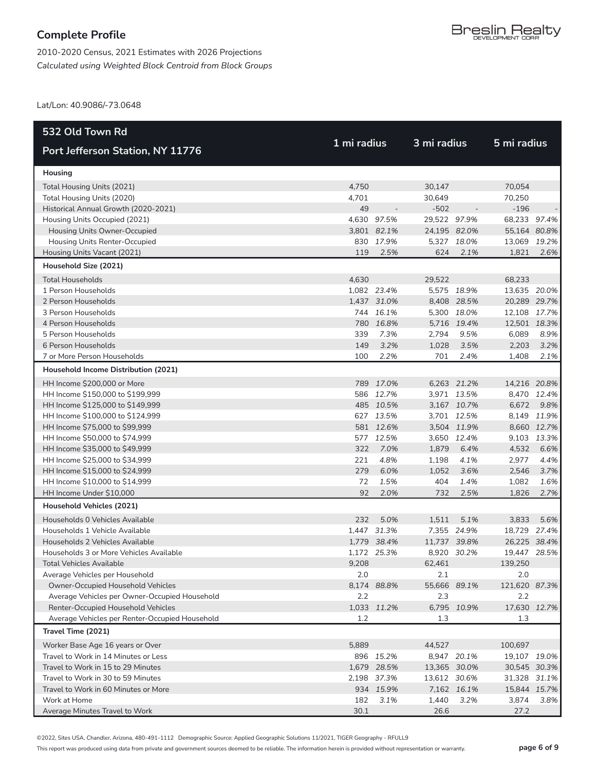# Complete Profile

2010-2020 Census, 2021 Estimates with 2026 Projections

*Calculated using Weighted Block Centroid from Block Groups*

Breslin Realty DEVELOPMENT CORP

Lat/Lon: 40.9086/-73.0648

| 532 Old Town Rd<br>Port Jefferson Station, NY 11776 | 1 mi radius | | 3 mi radius | | 5 mi radius | |
|---|---|---|---|---|---|---|
| **Housing** | | | | | | |
| Total Housing Units (2021) | 4,750 | | 30,147 | | 70,054 | |
| Total Housing Units (2020) | 4,701 | | 30,649 | | 70,250 | |
| Historical Annual Growth (2020-2021) | 49 | - | -502 | - | -196 | - |
| Housing Units Occupied (2021) | 4,630 | *97.5%* | 29,522 | *97.9%* | 68,233 | *97.4%* |
| Housing Units Owner-Occupied | 3,801 | *82.1%* | 24,195 | *82.0%* | 55,164 | *80.8%* |
| Housing Units Renter-Occupied | 830 | *17.9%* | 5,327 | *18.0%* | 13,069 | *19.2%* |
| Housing Units Vacant (2021) | 119 | *2.5%* | 624 | *2.1%* | 1,821 | *2.6%* |
| **Household Size (2021)** | | | | | | |
| Total Households | 4,630 | | 29,522 | | 68,233 | |
| 1 Person Households | 1,082 | *23.4%* | 5,575 | *18.9%* | 13,635 | *20.0%* |
| 2 Person Households | 1,437 | *31.0%* | 8,408 | *28.5%* | 20,289 | *29.7%* |
| 3 Person Households | 744 | *16.1%* | 5,300 | *18.0%* | 12,108 | *17.7%* |
| 4 Person Households | 780 | *16.8%* | 5,716 | *19.4%* | 12,501 | *18.3%* |
| 5 Person Households | 339 | *7.3%* | 2,794 | *9.5%* | 6,089 | *8.9%* |
| 6 Person Households | 149 | *3.2%* | 1,028 | *3.5%* | 2,203 | *3.2%* |
| 7 or More Person Households | 100 | *2.2%* | 701 | *2.4%* | 1,408 | *2.1%* |
| **Household Income Distribution (2021)** | | | | | | |
| HH Income $200,000 or More | 789 | *17.0%* | 6,263 | *21.2%* | 14,216 | *20.8%* |
| HH Income $150,000 to $199,999 | 586 | *12.7%* | 3,971 | *13.5%* | 8,470 | *12.4%* |
| HH Income $125,000 to $149,999 | 485 | *10.5%* | 3,167 | *10.7%* | 6,672 | *9.8%* |
| HH Income $100,000 to $124,999 | 627 | *13.5%* | 3,701 | *12.5%* | 8,149 | *11.9%* |
| HH Income $75,000 to $99,999 | 581 | *12.6%* | 3,504 | *11.9%* | 8,660 | *12.7%* |
| HH Income $50,000 to $74,999 | 577 | *12.5%* | 3,650 | *12.4%* | 9,103 | *13.3%* |
| HH Income $35,000 to $49,999 | 322 | *7.0%* | 1,879 | *6.4%* | 4,532 | *6.6%* |
| HH Income $25,000 to $34,999 | 221 | *4.8%* | 1,198 | *4.1%* | 2,977 | *4.4%* |
| HH Income $15,000 to $24,999 | 279 | *6.0%* | 1,052 | *3.6%* | 2,546 | *3.7%* |
| HH Income $10,000 to $14,999 | 72 | *1.5%* | 404 | *1.4%* | 1,082 | *1.6%* |
| HH Income Under $10,000 | 92 | *2.0%* | 732 | *2.5%* | 1,826 | *2.7%* |
| **Household Vehicles (2021)** | | | | | | |
| Households 0 Vehicles Available | 232 | *5.0%* | 1,511 | *5.1%* | 3,833 | *5.6%* |
| Households 1 Vehicle Available | 1,447 | *31.3%* | 7,355 | *24.9%* | 18,729 | *27.4%* |
| Households 2 Vehicles Available | 1,779 | *38.4%* | 11,737 | *39.8%* | 26,225 | *38.4%* |
| Households 3 or More Vehicles Available | 1,172 | *25.3%* | 8,920 | *30.2%* | 19,447 | *28.5%* |
| Total Vehicles Available | 9,208 | | 62,461 | | 139,250 | |
| Average Vehicles per Household | 2.0 | | 2.1 | | 2.0 | |
| Owner-Occupied Household Vehicles | 8,174 | *88.8%* | 55,666 | *89.1%* | 121,620 | *87.3%* |
| Average Vehicles per Owner-Occupied Household | 2.2 | | 2.3 | | 2.2 | |
| Renter-Occupied Household Vehicles | 1,033 | *11.2%* | 6,795 | *10.9%* | 17,630 | *12.7%* |
| Average Vehicles per Renter-Occupied Household | 1.2 | | 1.3 | | 1.3 | |
| **Travel Time (2021)** | | | | | | |
| Worker Base Age 16 years or Over | 5,889 | | 44,527 | | 100,697 | |
| Travel to Work in 14 Minutes or Less | 896 | *15.2%* | 8,947 | *20.1%* | 19,107 | *19.0%* |
| Travel to Work in 15 to 29 Minutes | 1,679 | *28.5%* | 13,365 | *30.0%* | 30,545 | *30.3%* |
| Travel to Work in 30 to 59 Minutes | 2,198 | *37.3%* | 13,612 | *30.6%* | 31,328 | *31.1%* |
| Travel to Work in 60 Minutes or More | 934 | *15.9%* | 7,162 | *16.1%* | 15,844 | *15.7%* |
| Work at Home | 182 | *3.1%* | 1,440 | *3.2%* | 3,874 | *3.8%* |
| Average Minutes Travel to Work | 30.1 | | 26.6 | | 27.2 | |

©2022, Sites USA, Chandler, Arizona, 480-491-1112 Demographic Source: Applied Geographic Solutions 11/2021, TIGER Geography - RFULL9

This report was produced using data from private and government sources deemed to be reliable. The information herein is provided without representation or warranty.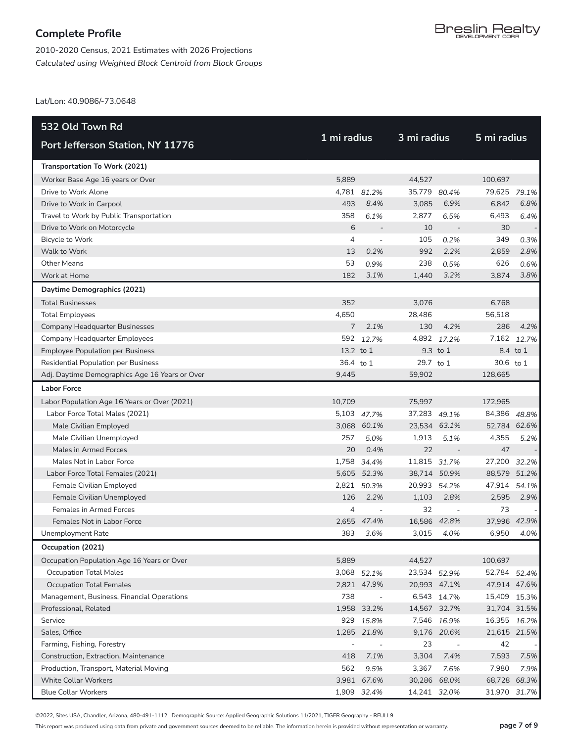# Complete Profile

2010-2020 Census, 2021 Estimates with 2026 Projections
*Calculated using Weighted Block Centroid from Block Groups*

Lat/Lon: 40.9086/-73.0648

| 532 Old Town Rd<br>Port Jefferson Station, NY 11776 | 1 mi radius | | 3 mi radius | | 5 mi radius | |
|---|---|---|---|---|---|---|
| **Transportation To Work (2021)** | | | | | | |
| Worker Base Age 16 years or Over | 5,889 | | 44,527 | | 100,697 | |
| Drive to Work Alone | 4,781 | *81.2%* | 35,779 | *80.4%* | 79,625 | *79.1%* |
| Drive to Work in Carpool | 493 | *8.4%* | 3,085 | *6.9%* | 6,842 | *6.8%* |
| Travel to Work by Public Transportation | 358 | *6.1%* | 2,877 | *6.5%* | 6,493 | *6.4%* |
| Drive to Work on Motorcycle | 6 | - | 10 | - | 30 | - |
| Bicycle to Work | 4 | - | 105 | *0.2%* | 349 | *0.3%* |
| Walk to Work | 13 | *0.2%* | 992 | *2.2%* | 2,859 | *2.8%* |
| Other Means | 53 | *0.9%* | 238 | *0.5%* | 626 | *0.6%* |
| Work at Home | 182 | *3.1%* | 1,440 | *3.2%* | 3,874 | *3.8%* |
| **Daytime Demographics (2021)** | | | | | | |
| Total Businesses | 352 | | 3,076 | | 6,768 | |
| Total Employees | 4,650 | | 28,486 | | 56,518 | |
| Company Headquarter Businesses | 7 | *2.1%* | 130 | *4.2%* | 286 | *4.2%* |
| Company Headquarter Employees | 592 | *12.7%* | 4,892 | *17.2%* | 7,162 | *12.7%* |
| Employee Population per Business | 13.2 | to 1 | 9.3 | to 1 | 8.4 | to 1 |
| Residential Population per Business | 36.4 | to 1 | 29.7 | to 1 | 30.6 | to 1 |
| Adj. Daytime Demographics Age 16 Years or Over | 9,445 | | 59,902 | | 128,665 | |
| **Labor Force** | | | | | | |
| Labor Population Age 16 Years or Over (2021) | 10,709 | | 75,997 | | 172,965 | |
| Labor Force Total Males (2021) | 5,103 | *47.7%* | 37,283 | *49.1%* | 84,386 | *48.8%* |
| Male Civilian Employed | 3,068 | *60.1%* | 23,534 | *63.1%* | 52,784 | *62.6%* |
| Male Civilian Unemployed | 257 | *5.0%* | 1,913 | *5.1%* | 4,355 | *5.2%* |
| Males in Armed Forces | 20 | *0.4%* | 22 | - | 47 | - |
| Males Not in Labor Force | 1,758 | *34.4%* | 11,815 | *31.7%* | 27,200 | *32.2%* |
| Labor Force Total Females (2021) | 5,605 | *52.3%* | 38,714 | *50.9%* | 88,579 | *51.2%* |
| Female Civilian Employed | 2,821 | *50.3%* | 20,993 | *54.2%* | 47,914 | *54.1%* |
| Female Civilian Unemployed | 126 | *2.2%* | 1,103 | *2.8%* | 2,595 | *2.9%* |
| Females in Armed Forces | 4 | - | 32 | - | 73 | - |
| Females Not in Labor Force | 2,655 | *47.4%* | 16,586 | *42.8%* | 37,996 | *42.9%* |
| Unemployment Rate | 383 | *3.6%* | 3,015 | *4.0%* | 6,950 | *4.0%* |
| **Occupation (2021)** | | | | | | |
| Occupation Population Age 16 Years or Over | 5,889 | | 44,527 | | 100,697 | |
| Occupation Total Males | 3,068 | *52.1%* | 23,534 | *52.9%* | 52,784 | *52.4%* |
| Occupation Total Females | 2,821 | *47.9%* | 20,993 | *47.1%* | 47,914 | *47.6%* |
| Management, Business, Financial Operations | 738 | - | 6,543 | *14.7%* | 15,409 | *15.3%* |
| Professional, Related | 1,958 | *33.2%* | 14,567 | *32.7%* | 31,704 | *31.5%* |
| Service | 929 | *15.8%* | 7,546 | *16.9%* | 16,355 | *16.2%* |
| Sales, Office | 1,285 | *21.8%* | 9,176 | *20.6%* | 21,615 | *21.5%* |
| Farming, Fishing, Forestry | - | - | 23 | - | 42 | - |
| Construction, Extraction, Maintenance | 418 | *7.1%* | 3,304 | *7.4%* | 7,593 | *7.5%* |
| Production, Transport, Material Moving | 562 | *9.5%* | 3,367 | *7.6%* | 7,980 | *7.9%* |
| White Collar Workers | 3,981 | *67.6%* | 30,286 | *68.0%* | 68,728 | *68.3%* |
| Blue Collar Workers | 1,909 | *32.4%* | 14,241 | *32.0%* | 31,970 | *31.7%* |

©2022, Sites USA, Chandler, Arizona, 480-491-1112 Demographic Source: Applied Geographic Solutions 11/2021, TIGER Geography - RFULL9

This report was produced using data from private and government sources deemed to be reliable. The information herein is provided without representation or warranty.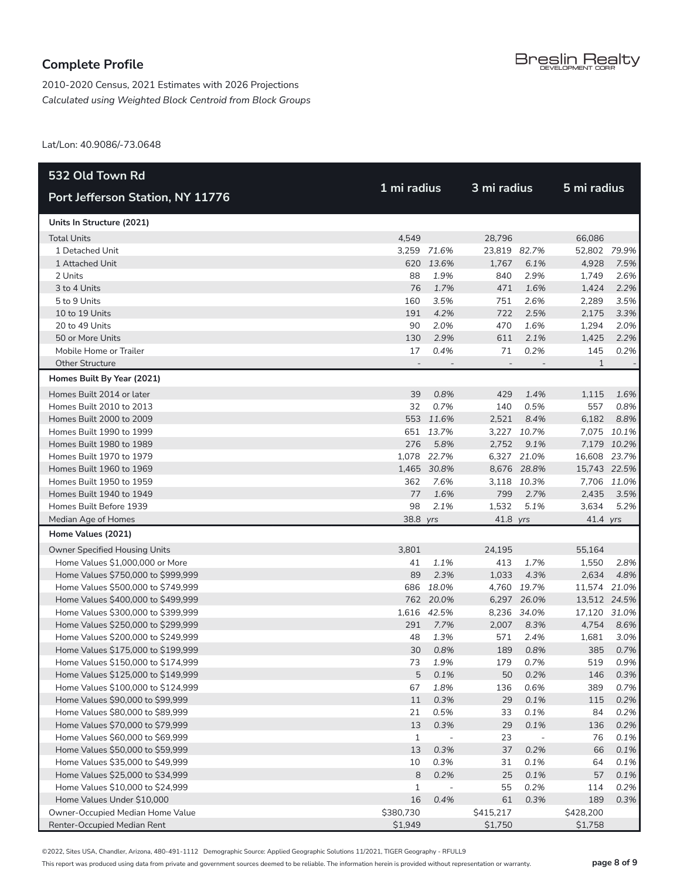## Complete Profile

2010-2020 Census, 2021 Estimates with 2026 Projections
*Calculated using Weighted Block Centroid from Block Groups*

Lat/Lon: 40.9086/-73.0648

| 532 Old Town Rd<br>Port Jefferson Station, NY 11776 | 1 mi radius | | 3 mi radius | | 5 mi radius | |
|---|---|---|---|---|---|---|
| **Units In Structure (2021)** | | | | | | |
| Total Units | 4,549 | | 28,796 | | 66,086 | |
| 1 Detached Unit | 3,259 | *71.6%* | 23,819 | *82.7%* | 52,802 | *79.9%* |
| 1 Attached Unit | 620 | *13.6%* | 1,767 | *6.1%* | 4,928 | *7.5%* |
| 2 Units | 88 | *1.9%* | 840 | *2.9%* | 1,749 | *2.6%* |
| 3 to 4 Units | 76 | *1.7%* | 471 | *1.6%* | 1,424 | *2.2%* |
| 5 to 9 Units | 160 | *3.5%* | 751 | *2.6%* | 2,289 | *3.5%* |
| 10 to 19 Units | 191 | *4.2%* | 722 | *2.5%* | 2,175 | *3.3%* |
| 20 to 49 Units | 90 | *2.0%* | 470 | *1.6%* | 1,294 | *2.0%* |
| 50 or More Units | 130 | *2.9%* | 611 | *2.1%* | 1,425 | *2.2%* |
| Mobile Home or Trailer | 17 | *0.4%* | 71 | *0.2%* | 145 | *0.2%* |
| Other Structure | - | - | - | - | 1 | - |
| **Homes Built By Year (2021)** | | | | | | |
| Homes Built 2014 or later | 39 | *0.8%* | 429 | *1.4%* | 1,115 | *1.6%* |
| Homes Built 2010 to 2013 | 32 | *0.7%* | 140 | *0.5%* | 557 | *0.8%* |
| Homes Built 2000 to 2009 | 553 | *11.6%* | 2,521 | *8.4%* | 6,182 | *8.8%* |
| Homes Built 1990 to 1999 | 651 | *13.7%* | 3,227 | *10.7%* | 7,075 | *10.1%* |
| Homes Built 1980 to 1989 | 276 | *5.8%* | 2,752 | *9.1%* | 7,179 | *10.2%* |
| Homes Built 1970 to 1979 | 1,078 | *22.7%* | 6,327 | *21.0%* | 16,608 | *23.7%* |
| Homes Built 1960 to 1969 | 1,465 | *30.8%* | 8,676 | *28.8%* | 15,743 | *22.5%* |
| Homes Built 1950 to 1959 | 362 | *7.6%* | 3,118 | *10.3%* | 7,706 | *11.0%* |
| Homes Built 1940 to 1949 | 77 | *1.6%* | 799 | *2.7%* | 2,435 | *3.5%* |
| Homes Built Before 1939 | 98 | *2.1%* | 1,532 | *5.1%* | 3,634 | *5.2%* |
| Median Age of Homes | 38.8 | *yrs* | 41.8 | *yrs* | 41.4 | *yrs* |
| **Home Values (2021)** | | | | | | |
| Owner Specified Housing Units | 3,801 | | 24,195 | | 55,164 | |
| Home Values $1,000,000 or More | 41 | *1.1%* | 413 | *1.7%* | 1,550 | *2.8%* |
| Home Values $750,000 to $999,999 | 89 | *2.3%* | 1,033 | *4.3%* | 2,634 | *4.8%* |
| Home Values $500,000 to $749,999 | 686 | *18.0%* | 4,760 | *19.7%* | 11,574 | *21.0%* |
| Home Values $400,000 to $499,999 | 762 | *20.0%* | 6,297 | *26.0%* | 13,512 | *24.5%* |
| Home Values $300,000 to $399,999 | 1,616 | *42.5%* | 8,236 | *34.0%* | 17,120 | *31.0%* |
| Home Values $250,000 to $299,999 | 291 | *7.7%* | 2,007 | *8.3%* | 4,754 | *8.6%* |
| Home Values $200,000 to $249,999 | 48 | *1.3%* | 571 | *2.4%* | 1,681 | *3.0%* |
| Home Values $175,000 to $199,999 | 30 | *0.8%* | 189 | *0.8%* | 385 | *0.7%* |
| Home Values $150,000 to $174,999 | 73 | *1.9%* | 179 | *0.7%* | 519 | *0.9%* |
| Home Values $125,000 to $149,999 | 5 | *0.1%* | 50 | *0.2%* | 146 | *0.3%* |
| Home Values $100,000 to $124,999 | 67 | *1.8%* | 136 | *0.6%* | 389 | *0.7%* |
| Home Values $90,000 to $99,999 | 11 | *0.3%* | 29 | *0.1%* | 115 | *0.2%* |
| Home Values $80,000 to $89,999 | 21 | *0.5%* | 33 | *0.1%* | 84 | *0.2%* |
| Home Values $70,000 to $79,999 | 13 | *0.3%* | 29 | *0.1%* | 136 | *0.2%* |
| Home Values $60,000 to $69,999 | 1 | - | 23 | - | 76 | *0.1%* |
| Home Values $50,000 to $59,999 | 13 | *0.3%* | 37 | *0.2%* | 66 | *0.1%* |
| Home Values $35,000 to $49,999 | 10 | *0.3%* | 31 | *0.1%* | 64 | *0.1%* |
| Home Values $25,000 to $34,999 | 8 | *0.2%* | 25 | *0.1%* | 57 | *0.1%* |
| Home Values $10,000 to $24,999 | 1 | - | 55 | *0.2%* | 114 | *0.2%* |
| Home Values Under $10,000 | 16 | *0.4%* | 61 | *0.3%* | 189 | *0.3%* |
| Owner-Occupied Median Home Value | $380,730 | | $415,217 | | $428,200 | |
| Renter-Occupied Median Rent | $1,949 | | $1,750 | | $1,758 | |

©2022, Sites USA, Chandler, Arizona, 480-491-1112 Demographic Source: Applied Geographic Solutions 11/2021, TIGER Geography - RFULL9

This report was produced using data from private and government sources deemed to be reliable. The information herein is provided without representation or warranty.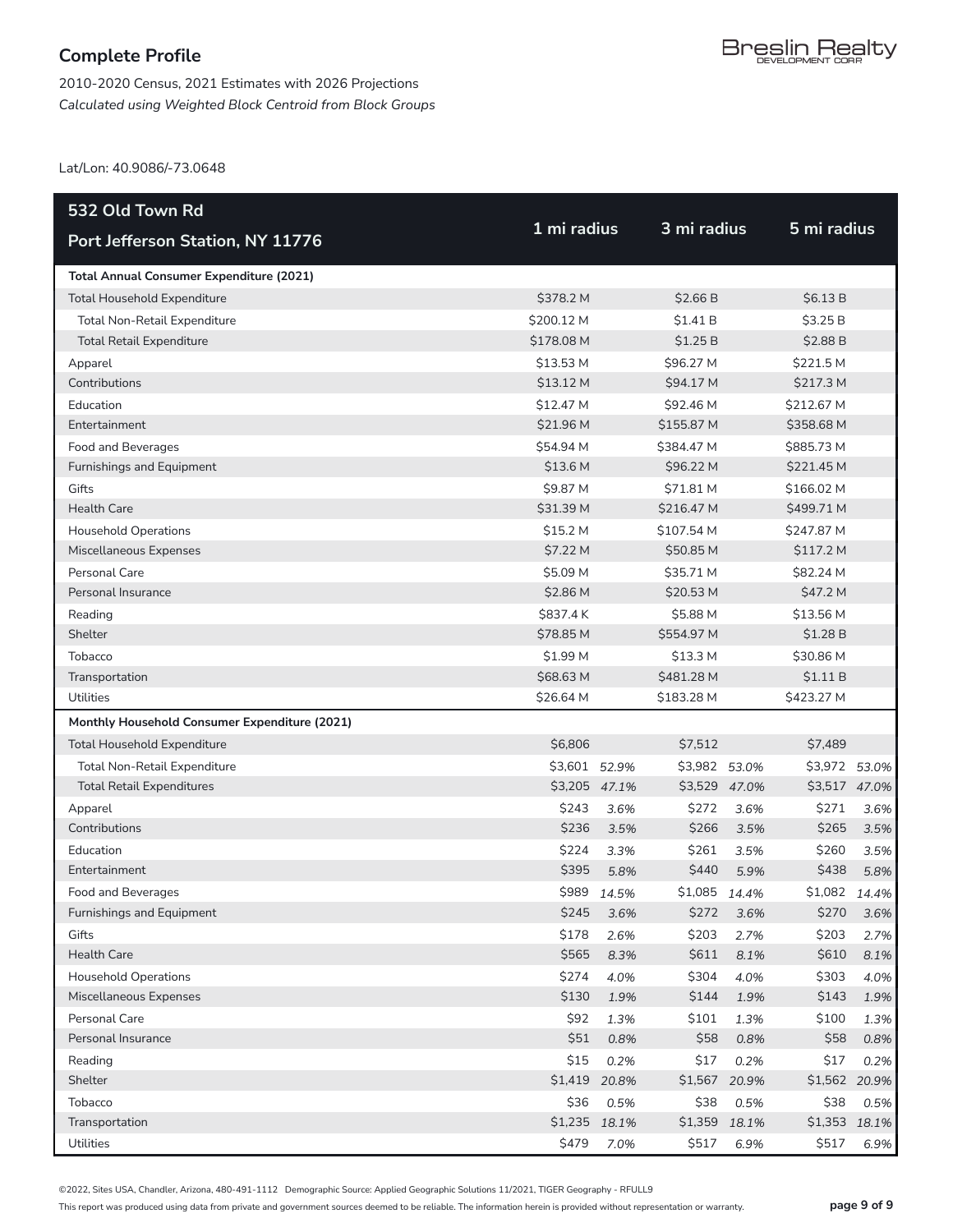## Complete Profile

2010-2020 Census, 2021 Estimates with 2026 Projections
*Calculated using Weighted Block Centroid from Block Groups*

Lat/Lon: 40.9086/-73.0648

| 532 Old Town Rd<br>Port Jefferson Station, NY 11776 | 1 mi radius | | 3 mi radius | | 5 mi radius | |
|---|---|---|---|---|---|---|
| **Total Annual Consumer Expenditure (2021)** | | | | | | |
| Total Household Expenditure | $378.2 M | | $2.66 B | | $6.13 B | |
| Total Non-Retail Expenditure | $200.12 M | | $1.41 B | | $3.25 B | |
| Total Retail Expenditure | $178.08 M | | $1.25 B | | $2.88 B | |
| Apparel | $13.53 M | | $96.27 M | | $221.5 M | |
| Contributions | $13.12 M | | $94.17 M | | $217.3 M | |
| Education | $12.47 M | | $92.46 M | | $212.67 M | |
| Entertainment | $21.96 M | | $155.87 M | | $358.68 M | |
| Food and Beverages | $54.94 M | | $384.47 M | | $885.73 M | |
| Furnishings and Equipment | $13.6 M | | $96.22 M | | $221.45 M | |
| Gifts | $9.87 M | | $71.81 M | | $166.02 M | |
| Health Care | $31.39 M | | $216.47 M | | $499.71 M | |
| Household Operations | $15.2 M | | $107.54 M | | $247.87 M | |
| Miscellaneous Expenses | $7.22 M | | $50.85 M | | $117.2 M | |
| Personal Care | $5.09 M | | $35.71 M | | $82.24 M | |
| Personal Insurance | $2.86 M | | $20.53 M | | $47.2 M | |
| Reading | $837.4 K | | $5.88 M | | $13.56 M | |
| Shelter | $78.85 M | | $554.97 M | | $1.28 B | |
| Tobacco | $1.99 M | | $13.3 M | | $30.86 M | |
| Transportation | $68.63 M | | $481.28 M | | $1.11 B | |
| Utilities | $26.64 M | | $183.28 M | | $423.27 M | |
| **Monthly Household Consumer Expenditure (2021)** | | | | | | |
| Total Household Expenditure | $6,806 | | $7,512 | | $7,489 | |
| Total Non-Retail Expenditure | $3,601 | *52.9%* | $3,982 | *53.0%* | $3,972 | *53.0%* |
| Total Retail Expenditures | $3,205 | *47.1%* | $3,529 | *47.0%* | $3,517 | *47.0%* |
| Apparel | $243 | *3.6%* | $272 | *3.6%* | $271 | *3.6%* |
| Contributions | $236 | *3.5%* | $266 | *3.5%* | $265 | *3.5%* |
| Education | $224 | *3.3%* | $261 | *3.5%* | $260 | *3.5%* |
| Entertainment | $395 | *5.8%* | $440 | *5.9%* | $438 | *5.8%* |
| Food and Beverages | $989 | *14.5%* | $1,085 | *14.4%* | $1,082 | *14.4%* |
| Furnishings and Equipment | $245 | *3.6%* | $272 | *3.6%* | $270 | *3.6%* |
| Gifts | $178 | *2.6%* | $203 | *2.7%* | $203 | *2.7%* |
| Health Care | $565 | *8.3%* | $611 | *8.1%* | $610 | *8.1%* |
| Household Operations | $274 | *4.0%* | $304 | *4.0%* | $303 | *4.0%* |
| Miscellaneous Expenses | $130 | *1.9%* | $144 | *1.9%* | $143 | *1.9%* |
| Personal Care | $92 | *1.3%* | $101 | *1.3%* | $100 | *1.3%* |
| Personal Insurance | $51 | *0.8%* | $58 | *0.8%* | $58 | *0.8%* |
| Reading | $15 | *0.2%* | $17 | *0.2%* | $17 | *0.2%* |
| Shelter | $1,419 | *20.8%* | $1,567 | *20.9%* | $1,562 | *20.9%* |
| Tobacco | $36 | *0.5%* | $38 | *0.5%* | $38 | *0.5%* |
| Transportation | $1,235 | *18.1%* | $1,359 | *18.1%* | $1,353 | *18.1%* |
| Utilities | $479 | *7.0%* | $517 | *6.9%* | $517 | *6.9%* |

©2022, Sites USA, Chandler, Arizona, 480-491-1112 Demographic Source: Applied Geographic Solutions 11/2021, TIGER Geography - RFULL9

This report was produced using data from private and government sources deemed to be reliable. The information herein is provided without representation or warranty.